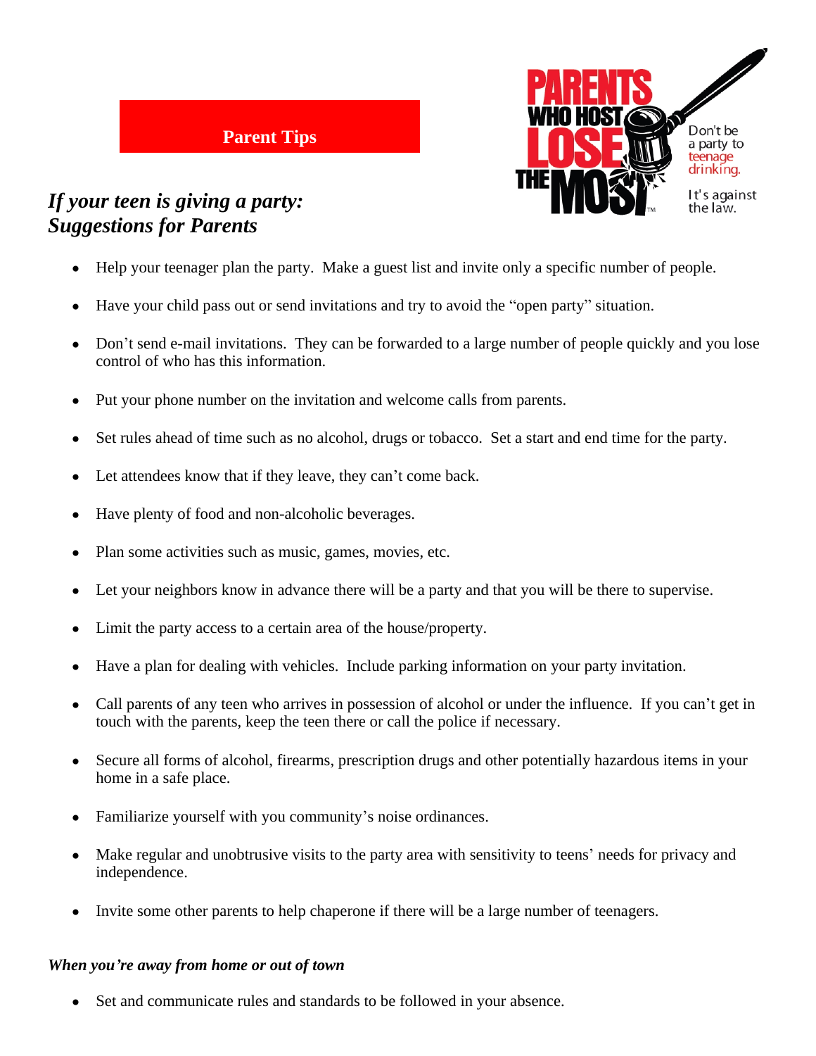**Parent Tips**

PARENTS WHO HOST LOSE THE MOST™

Don't be a party to teenage drinking.

It's against the law.

## *If your teen is giving a party: Suggestions for Parents*

- Help your teenager plan the party. Make a guest list and invite only a specific number of people.
- Have your child pass out or send invitations and try to avoid the "open party" situation.
- Don't send e-mail invitations. They can be forwarded to a large number of people quickly and you lose control of who has this information.
- Put your phone number on the invitation and welcome calls from parents.
- Set rules ahead of time such as no alcohol, drugs or tobacco. Set a start and end time for the party.
- Let attendees know that if they leave, they can't come back.
- Have plenty of food and non-alcoholic beverages.
- Plan some activities such as music, games, movies, etc.
- Let your neighbors know in advance there will be a party and that you will be there to supervise.
- Limit the party access to a certain area of the house/property.
- Have a plan for dealing with vehicles. Include parking information on your party invitation.
- Call parents of any teen who arrives in possession of alcohol or under the influence. If you can't get in touch with the parents, keep the teen there or call the police if necessary.
- Secure all forms of alcohol, firearms, prescription drugs and other potentially hazardous items in your home in a safe place.
- Familiarize yourself with you community's noise ordinances.
- Make regular and unobtrusive visits to the party area with sensitivity to teens' needs for privacy and independence.
- Invite some other parents to help chaperone if there will be a large number of teenagers.

### *When you're away from home or out of town*

- Set and communicate rules and standards to be followed in your absence.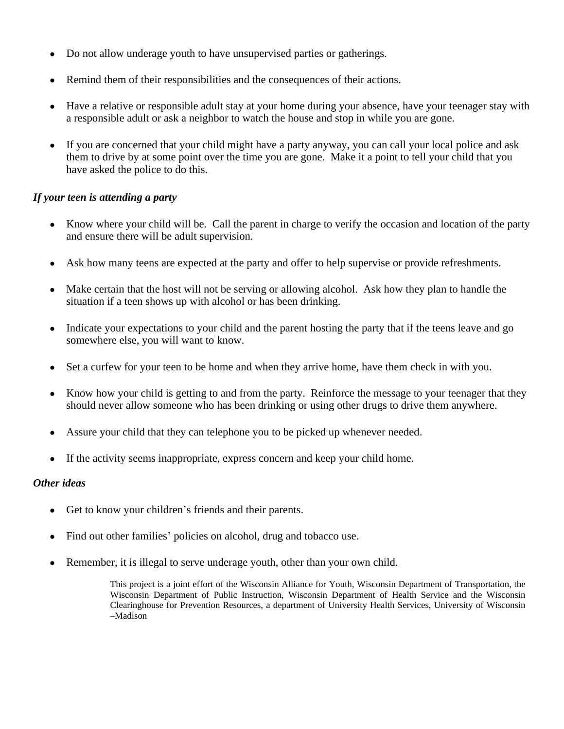- Do not allow underage youth to have unsupervised parties or gatherings.

- Remind them of their responsibilities and the consequences of their actions.

- Have a relative or responsible adult stay at your home during your absence, have your teenager stay with a responsible adult or ask a neighbor to watch the house and stop in while you are gone.

- If you are concerned that your child might have a party anyway, you can call your local police and ask them to drive by at some point over the time you are gone.  Make it a point to tell your child that you have asked the police to do this.

***If your teen is attending a party***

- Know where your child will be.  Call the parent in charge to verify the occasion and location of the party and ensure there will be adult supervision.

- Ask how many teens are expected at the party and offer to help supervise or provide refreshments.

- Make certain that the host will not be serving or allowing alcohol.  Ask how they plan to handle the situation if a teen shows up with alcohol or has been drinking.

- Indicate your expectations to your child and the parent hosting the party that if the teens leave and go somewhere else, you will want to know.

- Set a curfew for your teen to be home and when they arrive home, have them check in with you.

- Know how your child is getting to and from the party.  Reinforce the message to your teenager that they should never allow someone who has been drinking or using other drugs to drive them anywhere.

- Assure your child that they can telephone you to be picked up whenever needed.

- If the activity seems inappropriate, express concern and keep your child home.

***Other ideas***

- Get to know your children's friends and their parents.

- Find out other families' policies on alcohol, drug and tobacco use.

- Remember, it is illegal to serve underage youth, other than your own child.

This project is a joint effort of the Wisconsin Alliance for Youth, Wisconsin Department of Transportation, the Wisconsin Department of Public Instruction, Wisconsin Department of Health Service and the Wisconsin Clearinghouse for Prevention Resources, a department of University Health Services, University of Wisconsin –Madison